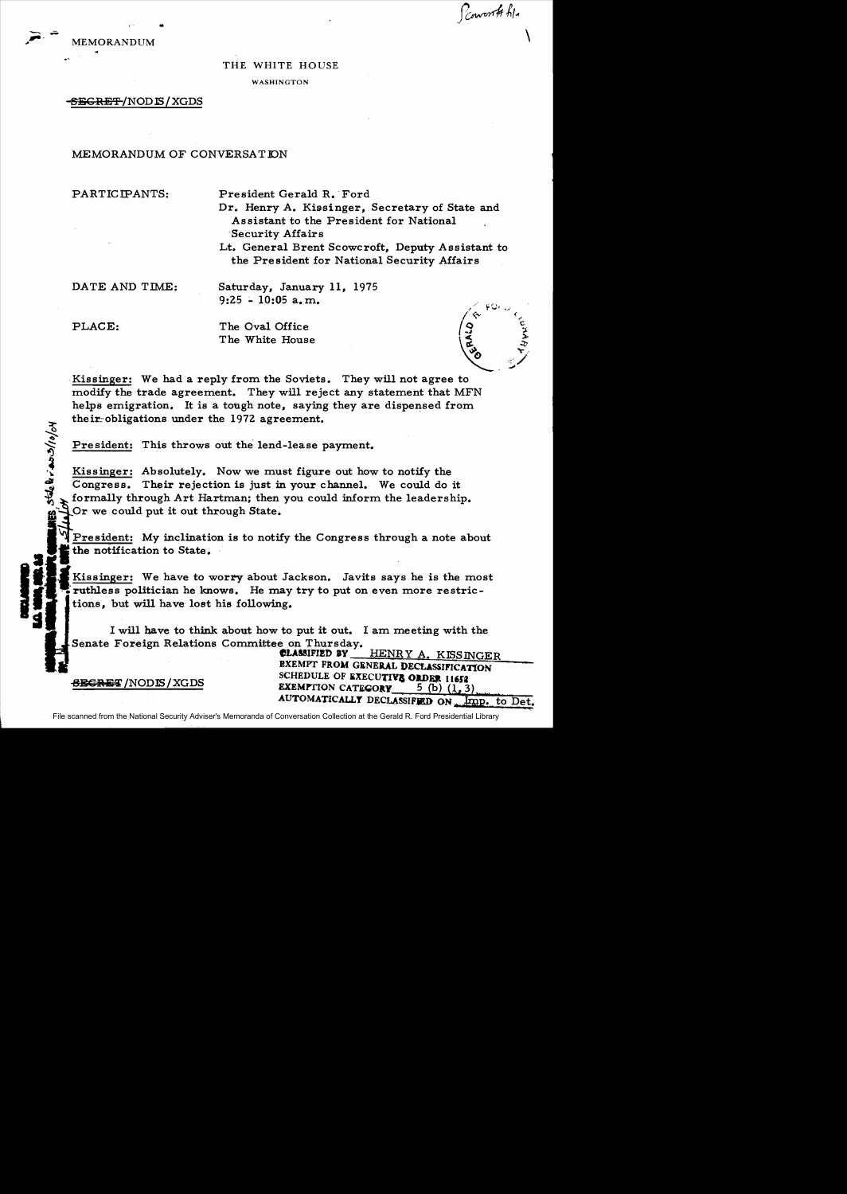MEMORANDUM

THE WHITE HOUSE

WASHINGTON

~~SECRET~~/NODIS/XGDS

MEMORANDUM OF CONVERSATION

PARTICIPANTS: President Gerald R. Ford
Dr. Henry A. Kissinger, Secretary of State and Assistant to the President for National Security Affairs
Lt. General Brent Scowcroft, Deputy Assistant to the President for National Security Affairs

DATE AND TIME: Saturday, January 11, 1975
9:25 - 10:05 a.m.

PLACE: The Oval Office
The White House

Kissinger: We had a reply from the Soviets. They will not agree to modify the trade agreement. They will reject any statement that MFN helps emigration. It is a tough note, saying they are dispensed from their obligations under the 1972 agreement.

President: This throws out the lend-lease payment.

Kissinger: Absolutely. Now we must figure out how to notify the Congress. Their rejection is just in your channel. We could do it formally through Art Hartman; then you could inform the leadership. Or we could put it out through State.

President: My inclination is to notify the Congress through a note about the notification to State.

Kissinger: We have to worry about Jackson. Javits says he is the most ruthless politician he knows. He may try to put on even more restrictions, but will have lost his following.

I will have to think about how to put it out. I am meeting with the Senate Foreign Relations Committee on Thursday.

~~SECRET~~/NODIS/XGDS

CLASSIFIED BY HENRY A. KISSINGER
EXEMPT FROM GENERAL DECLASSIFICATION SCHEDULE OF EXECUTIVE ORDER 11652
EXEMPTION CATEGORY 5 (b) (1, 3)
AUTOMATICALLY DECLASSIFIED ON Imp. to Det.

File scanned from the National Security Adviser's Memoranda of Conversation Collection at the Gerald R. Ford Presidential Library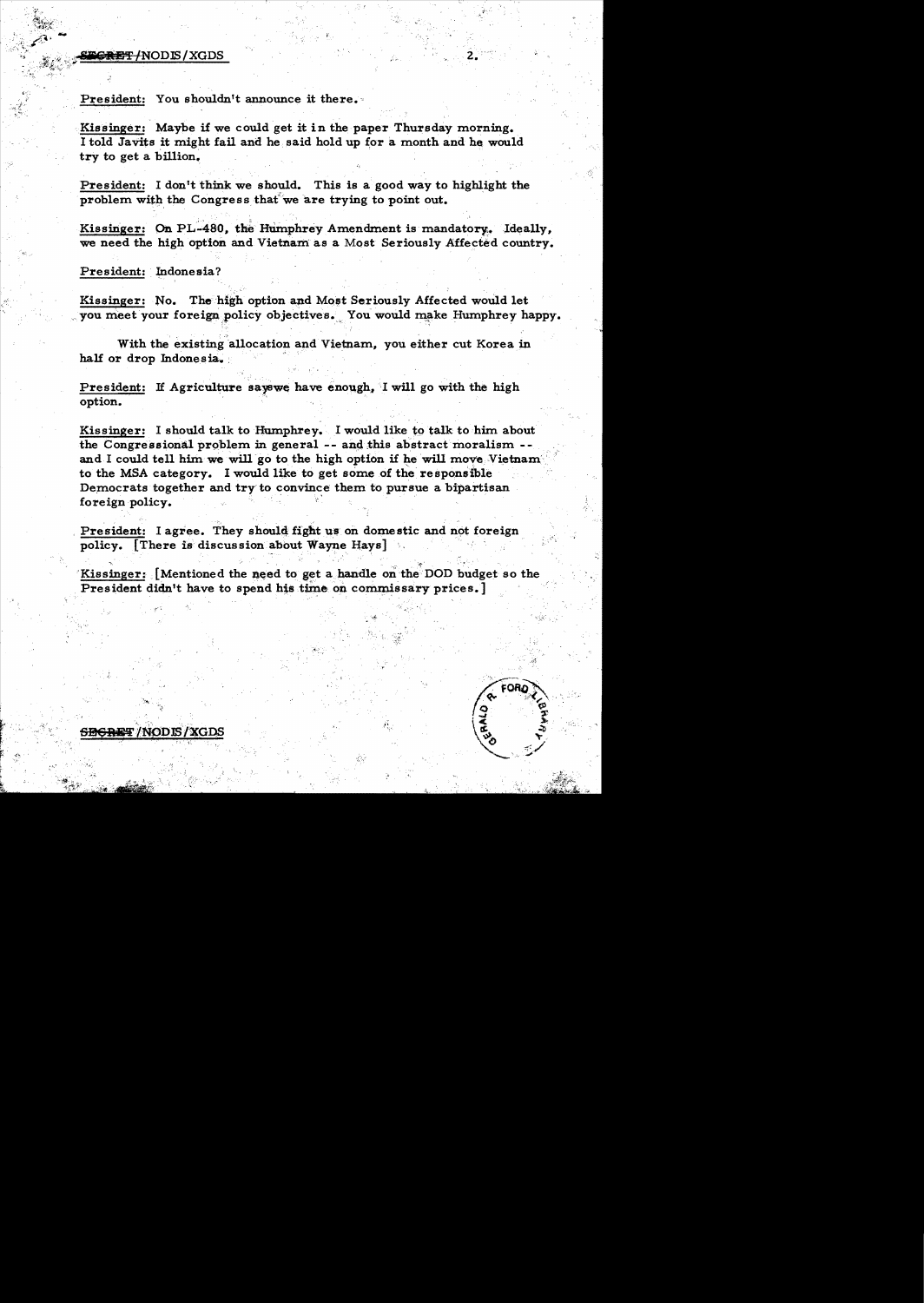President: You shouldn't announce it there.

Kissinger: Maybe if we could get it in the paper Thursday morning. I told Javits it might fail and he said hold up for a month and he would try to get a billion.

President: I don't think we should. This is a good way to highlight the problem with the Congress that we are trying to point out.

Kissinger: On PL-480, the Humphrey Amendment is mandatory. Ideally, we need the high option and Vietnam as a Most Seriously Affected country.

President: Indonesia?

Kissinger: No. The high option and Most Seriously Affected would let you meet your foreign policy objectives. You would make Humphrey happy.

With the existing allocation and Vietnam, you either cut Korea in half or drop Indonesia.

President: If Agriculture says we have enough, I will go with the high option.

Kissinger: I should talk to Humphrey. I would like to talk to him about the Congressional problem in general -- and this abstract moralism -- and I could tell him we will go to the high option if he will move Vietnam to the MSA category. I would like to get some of the responsible Democrats together and try to convince them to pursue a bipartisan foreign policy.

President: I agree. They should fight us on domestic and not foreign policy. [There is discussion about Wayne Hays]

Kissinger: [Mentioned the need to get a handle on the DOD budget so the President didn't have to spend his time on commissary prices.]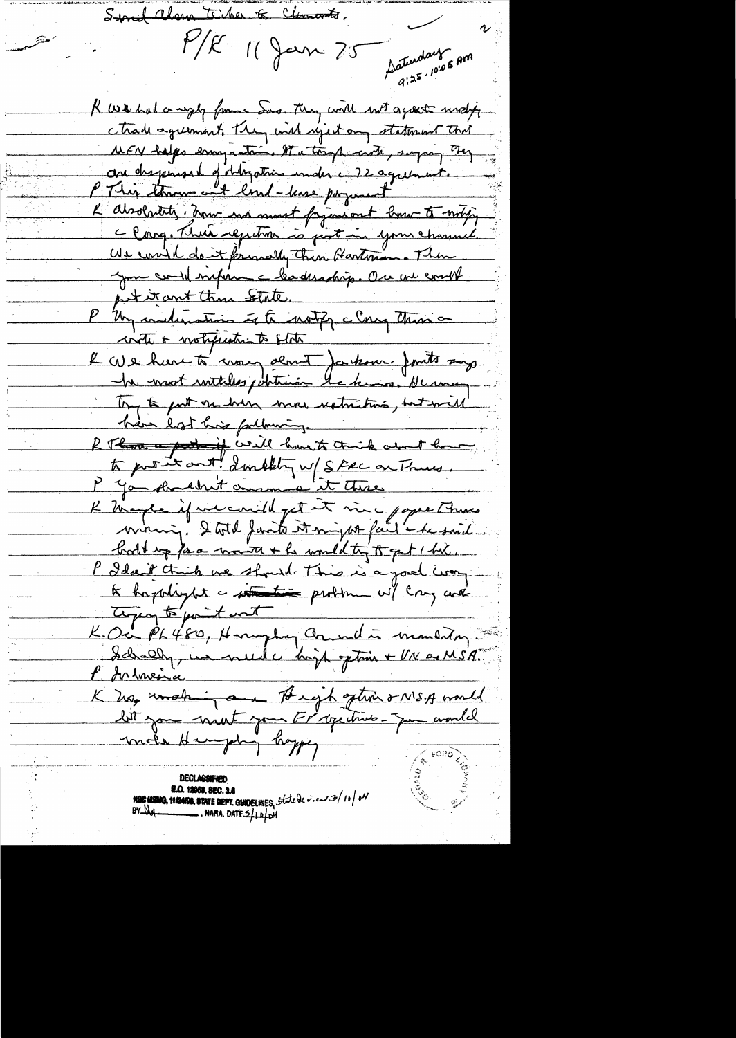Send Alan Tinker to Clements.

P/K 11 Jan 75 Saturday 9:25 - 10:05 AM

K We had a reply from Sov. They will not accept modify c trade agreement. They will reject any statement that MFN helps emigration. It's a tough note, saying they are dispensed of obligation under c 72 agreement.

P This throws out lend-lease payment

K Absolutely. Now we must figure out how to notify c Cong. Their rejection is just in your channel. We could do it formally thru Hartman. Then you could inform c leadership. Or we could put it out thru State.

P My inclination is to notify c Cong thru a note & notification to State

K We have to worry about Jackson. Jonts says he most ruthless politician he knows. He may try to put on even more restrictions, but will have lost his following.

R ~~There a problem~~ will have to think about how to put it out. Imbibly w/ SFRC on Thurs.

P You shouldn't announce it there

K Maybe if we could get it in c paper Thurs morning. I told Jonts it might fail & he said hold up for a month & he would try to get 1 bill.

P I don't think we should. This is a good way to highlight c ~~situation~~ problem w/ Cong with trying to point out

K. On PL 480, Humphrey Council is mandatory. Ideally, we need c high option + UN or MSA.

P Indonesia

K Yes, nothing on c high option or MSA would let you meet your FP objectives. You would make Humphrey happy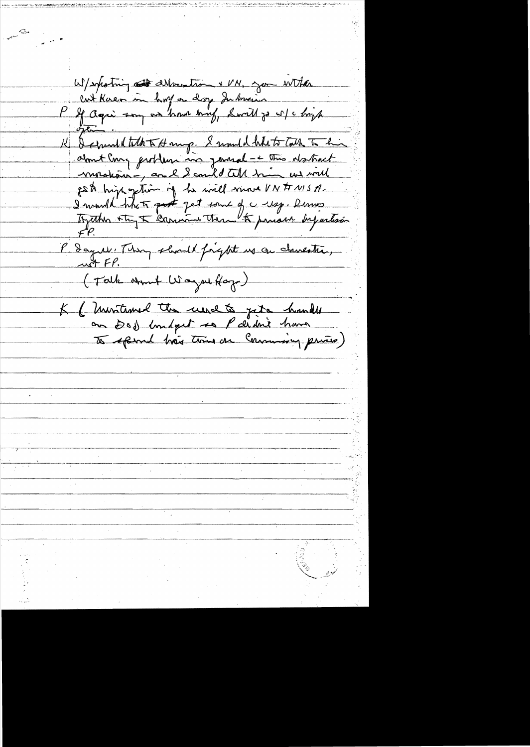W/ infosting ~~and~~ Abrasation & VN, you either cut Korea in half or drop Indonesia.

P If Agnew says we have enough, I will go w/ a high open.

K I should talk to Humph. I would like to talk to him about Cong problem in general — the abstract moralism —, and I could tell him we will get higher option if he will move VN to MSA. I would like to ~~push~~ get some of the usp. Dems together & try to convince them to pursue bipartisan FP.

P Agreed. They should fight us on domestic, not FP.

(Talk about Wayne Hays)

K (Mentioned the need to get a handle on DoD budget so P didn't have to spend his time on Cummings prices)